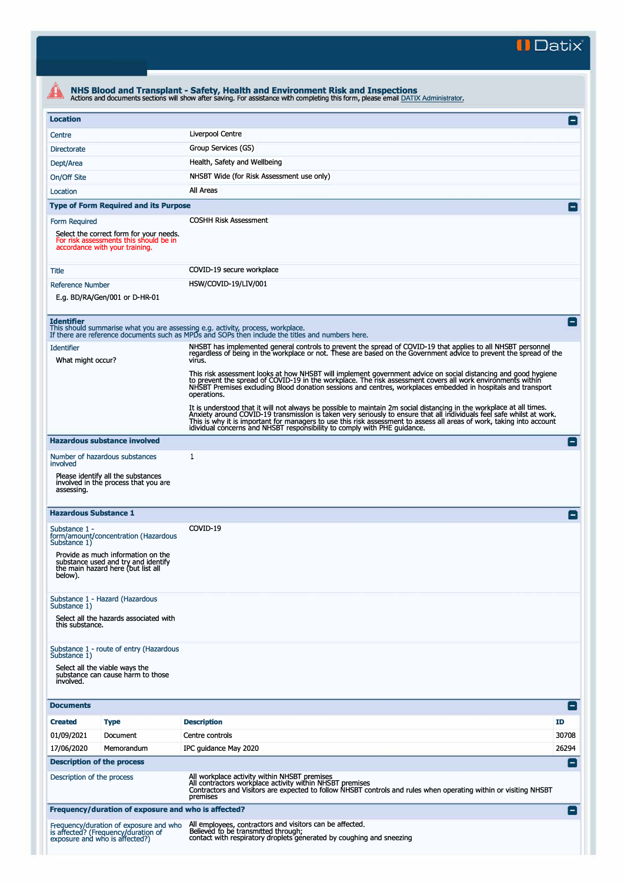Datix

# NHS Blood and Transplant - Safety, Health and Environment Risk and Inspections

Actions and documents sections will show after saving. For assistance with completing this form, please email DATIX Administrator.

## Location

| | |
|---|---|
| Centre | Liverpool Centre |
| Directorate | Group Services (GS) |
| Dept/Area | Health, Safety and Wellbeing |
| On/Off Site | NHSBT Wide (for Risk Assessment use only) |
| Location | All Areas |

## Type of Form Required and its Purpose

**Form Required**

Select the correct form for your needs. For risk assessments this should be in accordance with your training.

COSHH Risk Assessment

**Title**

COVID-19 secure workplace

**Reference Number**

E.g. BD/RA/Gen/001 or D-HR-01

HSW/COVID-19/LIV/001

## Identifier

This should summarise what you are assessing e.g. activity, process, workplace.
If there are reference documents such as MPDs and SOPs then include the titles and numbers here.

**Identifier**

What might occur?

NHSBT has implemented general controls to prevent the spread of COVID-19 that applies to all NHSBT personnel regardless of being in the workplace or not. These are based on the Government advice to prevent the spread of the virus.

This risk assessment looks at how NHSBT will implement government advice on social distancing and good hygiene to prevent the spread of COVID-19 in the workplace. The risk assessment covers all work environments within NHSBT Premises excluding Blood donation sessions and centres, workplaces embedded in hospitals and transport operations.

It is understood that it will not always be possible to maintain 2m social distancing in the workplace at all times. Anxiety around COVID-19 transmission is taken very seriously to ensure that all individuals feel safe whilst at work. This is why it is important for managers to use this risk assessment to assess all areas of work, taking into account idividual concerns and NHSBT responsibility to comply with PHE guidance.

## Hazardous substance involved

**Number of hazardous substances involved**

Please identify all the substances involved in the process that you are assessing.

1

## Hazardous Substance 1

**Substance 1 - form/amount/concentration (Hazardous Substance 1)**

Provide as much information on the substance used and try and identify the main hazard here (but list all below).

COVID-19

**Substance 1 - Hazard (Hazardous Substance 1)**

Select all the hazards associated with this substance.

**Substance 1 - route of entry (Hazardous Substance 1)**

Select all the viable ways the substance can cause harm to those involved.

## Documents

| Created | Type | Description | ID |
|---|---|---|---|
| 01/09/2021 | Document | Centre controls | 30708 |
| 17/06/2020 | Memorandum | IPC guidance May 2020 | 26294 |

## Description of the process

**Description of the process**

All workplace activity within NHSBT premises
All contractors workplace activity within NHSBT premises
Contractors and Visitors are expected to follow NHSBT controls and rules when operating within or visiting NHSBT premises

## Frequency/duration of exposure and who is affected?

**Frequency/duration of exposure and who is affected? (Frequency/duration of exposure and who is affected?)**

All employees, contractors and visitors can be affected.
Believed to be transmitted through;
contact with respiratory droplets generated by coughing and sneezing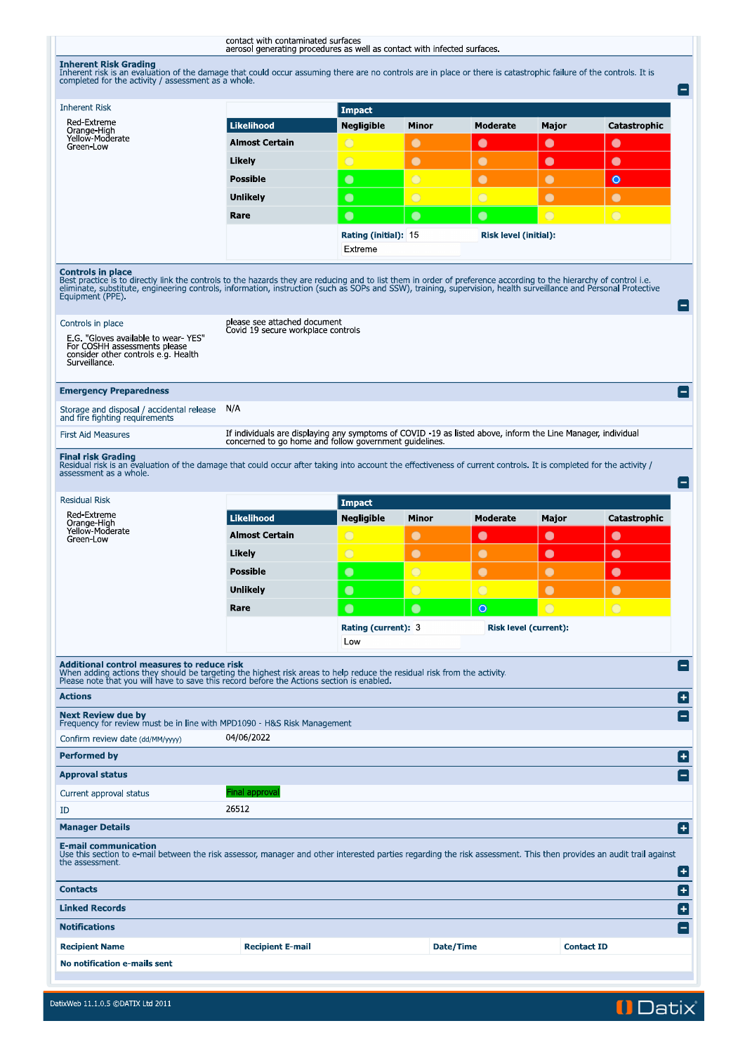contact with contaminated surfaces
aerosol generating procedures as well as contact with infected surfaces.

**Inherent Risk Grading**
Inherent risk is an evaluation of the damage that could occur assuming there are no controls are in place or there is catastrophic failure of the controls. It is completed for the activity / assessment as a whole.

Inherent Risk

Red-Extreme
Orange-High
Yellow-Moderate
Green-Low

| | Impact | | | | |
|---|---|---|---|---|---|
| **Likelihood** | **Negligible** | **Minor** | **Moderate** | **Major** | **Catastrophic** |
| **Almost Certain** | | | | | |
| **Likely** | | | | | |
| **Possible** | | | | | ● |
| **Unlikely** | | | | | |
| **Rare** | | | | | |

**Rating (initial):** 15 **Risk level (initial):** Extreme

**Controls in place**
Best practice is to directly link the controls to the hazards they are reducing and to list them in order of preference according to the hierarchy of control i.e. eliminate, substitute, engineering controls, information, instruction (such as SOPs and SSW), training, supervision, health surveillance and Personal Protective Equipment (PPE).

| | |
|---|---|
| Controls in place<br><br>E.G. "Gloves available to wear- YES" For COSHH assessments please consider other controls e.g. Health Surveillance. | please see attached document<br>Covid 19 secure workplace controls |

**Emergency Preparedness**

| | |
|---|---|
| Storage and disposal / accidental release and fire fighting requirements | N/A |
| First Aid Measures | If individuals are displaying any symptoms of COVID -19 as listed above, inform the Line Manager, individual concerned to go home and follow government guidelines. |

**Final risk Grading**
Residual risk is an evaluation of the damage that could occur after taking into account the effectiveness of current controls. It is completed for the activity / assessment as a whole.

Residual Risk

Red-Extreme
Orange-High
Yellow-Moderate
Green-Low

| | Impact | | | | |
|---|---|---|---|---|---|
| **Likelihood** | **Negligible** | **Minor** | **Moderate** | **Major** | **Catastrophic** |
| **Almost Certain** | | | | | |
| **Likely** | | | | | |
| **Possible** | | | | | |
| **Unlikely** | | | | | |
| **Rare** | | | ● | | |

**Rating (current):** 3 **Risk level (current):** Low

**Additional control measures to reduce risk**
When adding actions they should be targeting the highest risk areas to help reduce the residual risk from the activity.
Please note that you will have to save this record before the Actions section is enabled.

**Actions**

**Next Review due by**
Frequency for review must be in line with MPD1090 - H&S Risk Management

| | |
|---|---|
| Confirm review date (dd/MM/yyyy) | 04/06/2022 |

**Performed by**

**Approval status**

| | |
|---|---|
| Current approval status | Final approval |
| ID | 26512 |

**Manager Details**

**E-mail communication**
Use this section to e-mail between the risk assessor, manager and other interested parties regarding the risk assessment. This then provides an audit trail against the assessment.

**Contacts**

**Linked Records**

**Notifications**

| Recipient Name | Recipient E-mail | Date/Time | Contact ID |
|---|---|---|---|
| No notification e-mails sent | | | |

DatixWeb 11.1.0.5 ©DATIX Ltd 2011